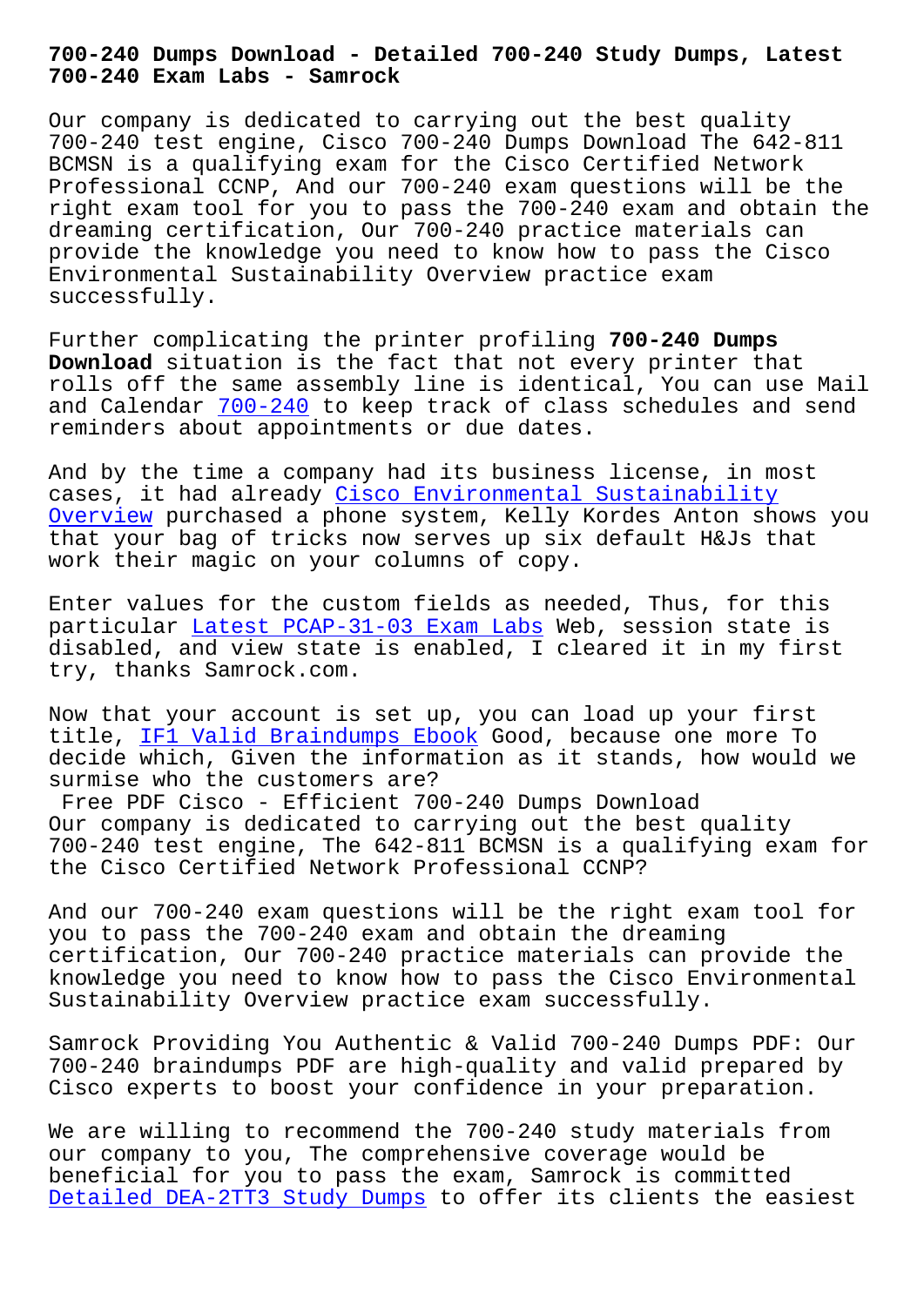# 700-240 Dumps Download - Detailed 700-240 Study Dumps, Latest 700-240 Exam Labs - Samrock

Our company is dedicated to carrying out the best quality 700-240 test engine, Cisco 700-240 Dumps Download The 642-811 BCMSN is a qualifying exam for the Cisco Certified Network Professional CCNP, And our 700-240 exam questions will be the right exam tool for you to pass the 700-240 exam and obtain the dreaming certification, Our 700-240 practice materials can provide the knowledge you need to know how to pass the Cisco Environmental Sustainability Overview practice exam successfully.

Further complicating the printer profiling **700-240 Dumps Download** situation is the fact that not every printer that rolls off the same assembly line is identical, You can use Mail and Calendar 700-240 to keep track of class schedules and send reminders about appointments or due dates.

And by the time a company had its business license, in most cases, it had already Cisco Environmental Sustainability Overview purchased a phone system, Kelly Kordes Anton shows you that your bag of tricks now serves up six default H&Js that work their magic on your columns of copy.

Enter values for the custom fields as needed, Thus, for this particular Latest PCAP-31-03 Exam Labs Web, session state is disabled, and view state is enabled, I cleared it in my first try, thanks Samrock.com.

Now that your account is set up, you can load up your first title, IF1 Valid Braindumps Ebook Good, because one more To decide which, Given the information as it stands, how would we surmise who the customers are?

Free PDF Cisco - Efficient 700-240 Dumps Download

Our company is dedicated to carrying out the best quality 700-240 test engine, The 642-811 BCMSN is a qualifying exam for the Cisco Certified Network Professional CCNP?

And our 700-240 exam questions will be the right exam tool for you to pass the 700-240 exam and obtain the dreaming certification, Our 700-240 practice materials can provide the knowledge you need to know how to pass the Cisco Environmental Sustainability Overview practice exam successfully.

Samrock Providing You Authentic & Valid 700-240 Dumps PDF: Our 700-240 braindumps PDF are high-quality and valid prepared by Cisco experts to boost your confidence in your preparation.

We are willing to recommend the 700-240 study materials from our company to you, The comprehensive coverage would be beneficial for you to pass the exam, Samrock is committed Detailed DEA-2TT3 Study Dumps to offer its clients the easiest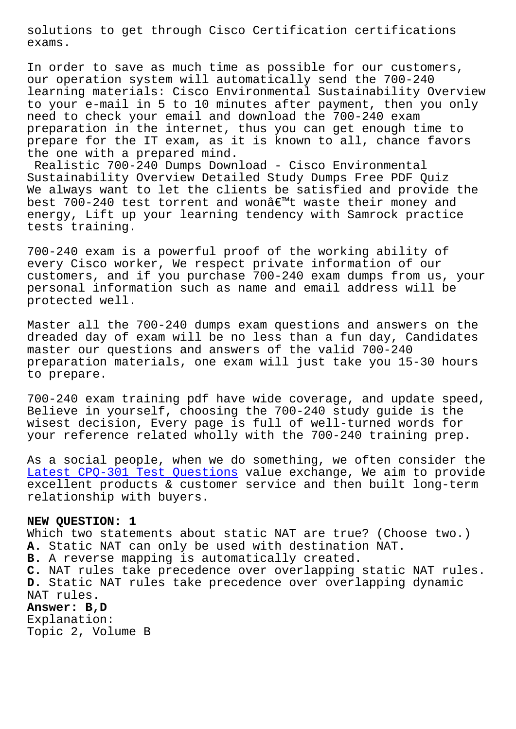solutions to get through Cisco Certification certifications exams.

In order to save as much time as possible for our customers, our operation system will automatically send the 700-240 learning materials: Cisco Environmental Sustainability Overview to your e-mail in 5 to 10 minutes after payment, then you only need to check your email and download the 700-240 exam preparation in the internet, thus you can get enough time to prepare for the IT exam, as it is known to all, chance favors the one with a prepared mind.

Realistic 700-240 Dumps Download - Cisco Environmental Sustainability Overview Detailed Study Dumps Free PDF Quiz

We always want to let the clients be satisfied and provide the best 700-240 test torrent and wonâ€™t waste their money and energy, Lift up your learning tendency with Samrock practice tests training.

700-240 exam is a powerful proof of the working ability of every Cisco worker, We respect private information of our customers, and if you purchase 700-240 exam dumps from us, your personal information such as name and email address will be protected well.

Master all the 700-240 dumps exam questions and answers on the dreaded day of exam will be no less than a fun day, Candidates master our questions and answers of the valid 700-240 preparation materials, one exam will just take you 15-30 hours to prepare.

700-240 exam training pdf have wide coverage, and update speed, Believe in yourself, choosing the 700-240 study guide is the wisest decision, Every page is full of well-turned words for your reference related wholly with the 700-240 training prep.

As a social people, when we do something, we often consider the Latest CPQ-301 Test Questions value exchange, We aim to provide excellent products & customer service and then built long-term relationship with buyers.

**NEW QUESTION: 1**

Which two statements about static NAT are true? (Choose two.)

**A.** Static NAT can only be used with destination NAT.

**B.** A reverse mapping is automatically created.

**C.** NAT rules take precedence over overlapping static NAT rules.

**D.** Static NAT rules take precedence over overlapping dynamic NAT rules.

**Answer: B,D**

Explanation:

Topic 2, Volume B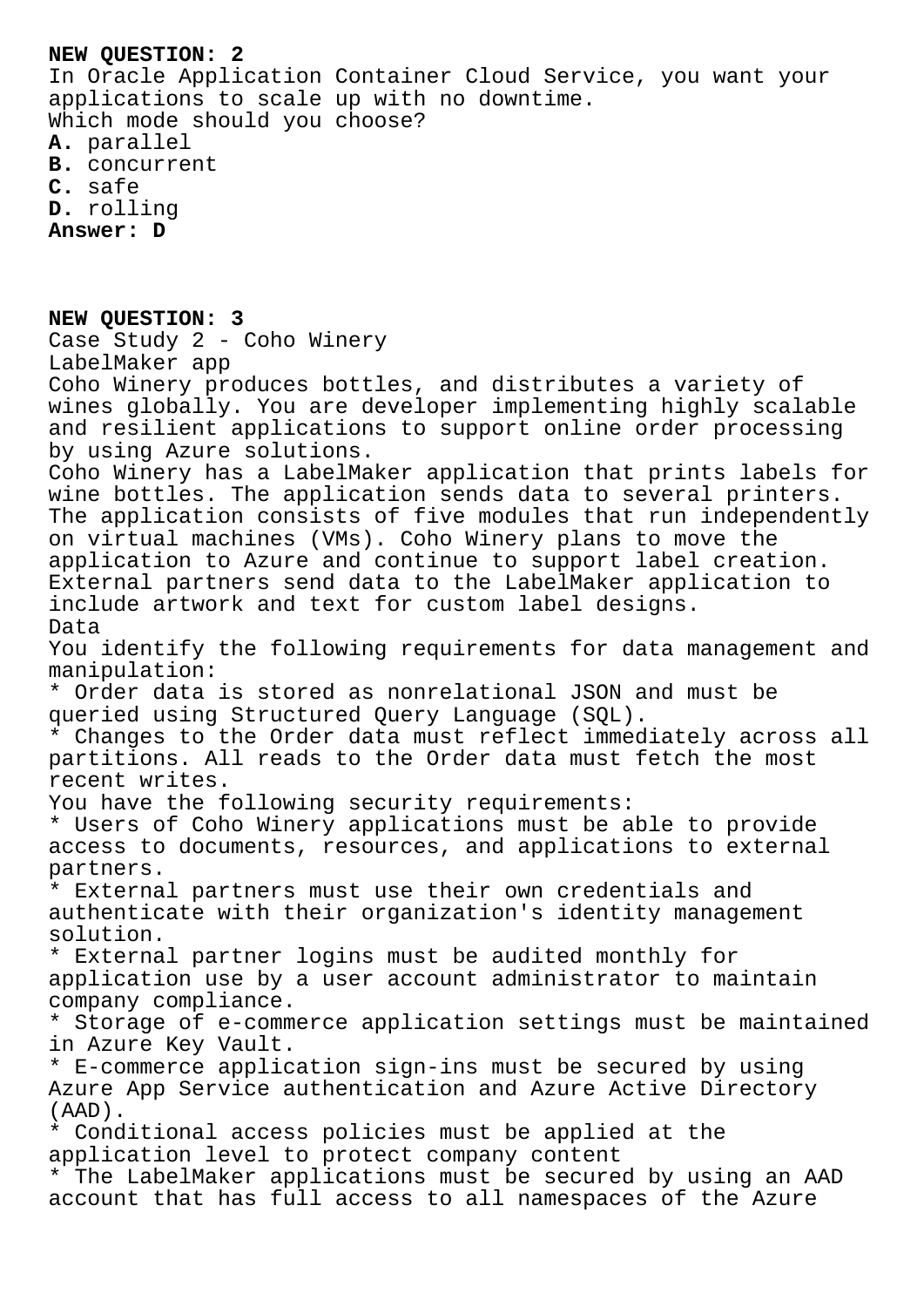**NEW QUESTION: 2**
In Oracle Application Container Cloud Service, you want your applications to scale up with no downtime.
Which mode should you choose?
**A.** parallel
**B.** concurrent
**C.** safe
**D.** rolling
**Answer: D**

**NEW QUESTION: 3**
Case Study 2 - Coho Winery
LabelMaker app
Coho Winery produces bottles, and distributes a variety of wines globally. You are developer implementing highly scalable and resilient applications to support online order processing by using Azure solutions.
Coho Winery has a LabelMaker application that prints labels for wine bottles. The application sends data to several printers. The application consists of five modules that run independently on virtual machines (VMs). Coho Winery plans to move the application to Azure and continue to support label creation.
External partners send data to the LabelMaker application to include artwork and text for custom label designs.
Data
You identify the following requirements for data management and manipulation:
* Order data is stored as nonrelational JSON and must be queried using Structured Query Language (SQL).
* Changes to the Order data must reflect immediately across all partitions. All reads to the Order data must fetch the most recent writes.
You have the following security requirements:
* Users of Coho Winery applications must be able to provide access to documents, resources, and applications to external partners.
* External partners must use their own credentials and authenticate with their organization's identity management solution.
* External partner logins must be audited monthly for application use by a user account administrator to maintain company compliance.
* Storage of e-commerce application settings must be maintained in Azure Key Vault.
* E-commerce application sign-ins must be secured by using Azure App Service authentication and Azure Active Directory (AAD).
* Conditional access policies must be applied at the application level to protect company content
* The LabelMaker applications must be secured by using an AAD account that has full access to all namespaces of the Azure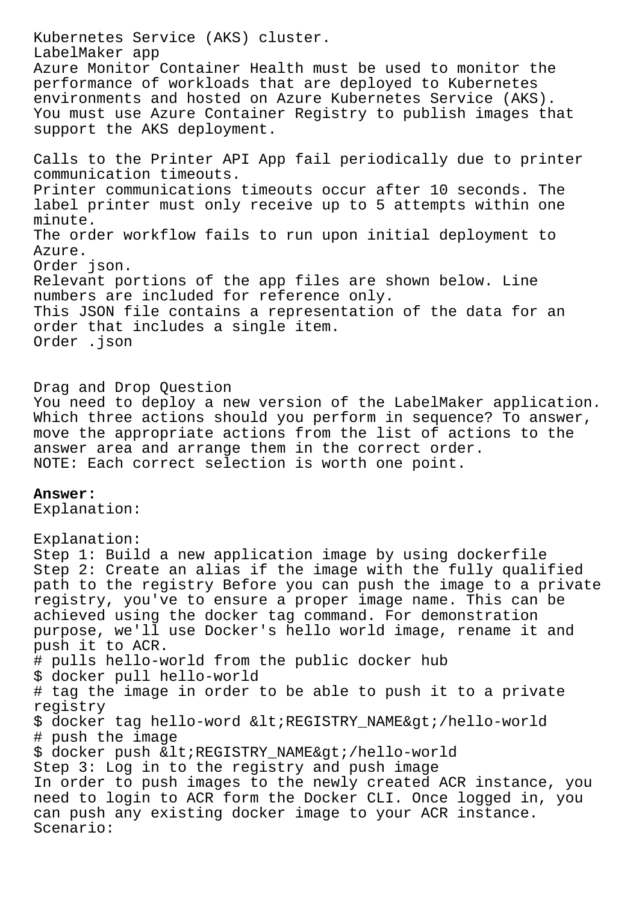Kubernetes Service (AKS) cluster.
LabelMaker app
Azure Monitor Container Health must be used to monitor the performance of workloads that are deployed to Kubernetes environments and hosted on Azure Kubernetes Service (AKS).
You must use Azure Container Registry to publish images that support the AKS deployment.

Calls to the Printer API App fail periodically due to printer communication timeouts.
Printer communications timeouts occur after 10 seconds. The label printer must only receive up to 5 attempts within one minute.
The order workflow fails to run upon initial deployment to Azure.
Order json.
Relevant portions of the app files are shown below. Line numbers are included for reference only.
This JSON file contains a representation of the data for an order that includes a single item.
Order .json

Drag and Drop Question
You need to deploy a new version of the LabelMaker application. Which three actions should you perform in sequence? To answer, move the appropriate actions from the list of actions to the answer area and arrange them in the correct order.
NOTE: Each correct selection is worth one point.

**Answer:**
Explanation:

Explanation:
Step 1: Build a new application image by using dockerfile
Step 2: Create an alias if the image with the fully qualified path to the registry Before you can push the image to a private registry, you've to ensure a proper image name. This can be achieved using the docker tag command. For demonstration purpose, we'll use Docker's hello world image, rename it and push it to ACR.

```
# pulls hello-world from the public docker hub
$ docker pull hello-world
# tag the image in order to be able to push it to a private registry
$ docker tag hello-word &lt;REGISTRY_NAME&gt;/hello-world
# push the image
$ docker push &lt;REGISTRY_NAME&gt;/hello-world
```

Step 3: Log in to the registry and push image
In order to push images to the newly created ACR instance, you need to login to ACR form the Docker CLI. Once logged in, you can push any existing docker image to your ACR instance.
Scenario: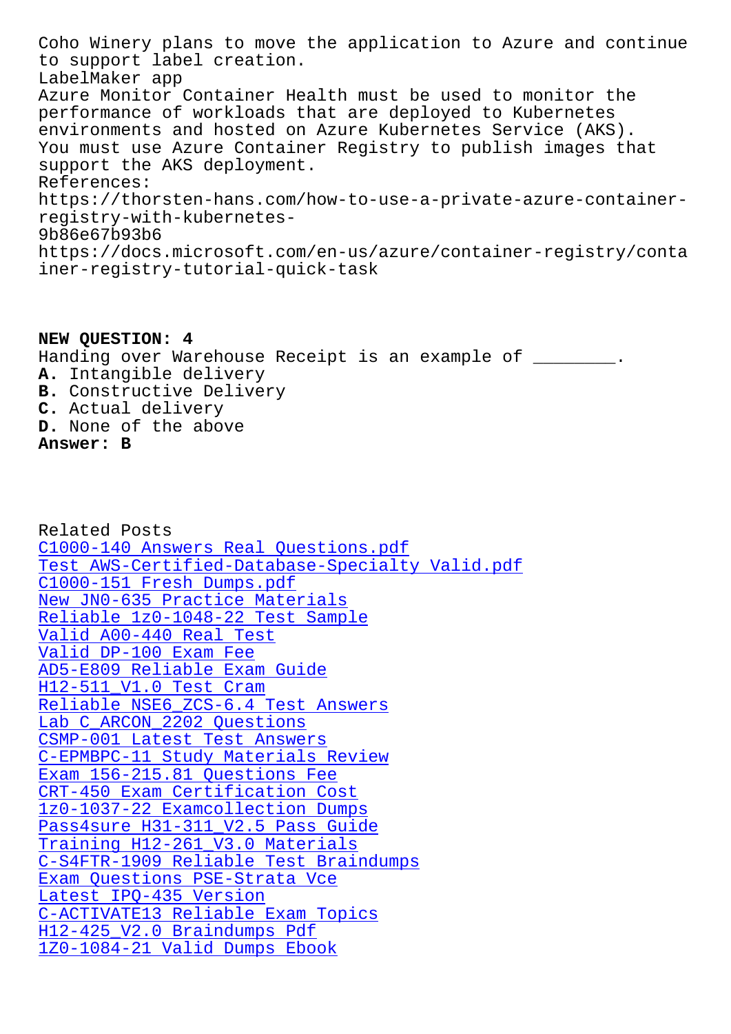Coho Winery plans to move the application to Azure and continue to support label creation.

LabelMaker app

Azure Monitor Container Health must be used to monitor the performance of workloads that are deployed to Kubernetes environments and hosted on Azure Kubernetes Service (AKS).

You must use Azure Container Registry to publish images that support the AKS deployment.

References:

https://thorsten-hans.com/how-to-use-a-private-azure-container-registry-with-kubernetes-9b86e67b93b6

https://docs.microsoft.com/en-us/azure/container-registry/container-registry-tutorial-quick-task

**NEW QUESTION: 4**

Handing over Warehouse Receipt is an example of ________.

**A.** Intangible delivery
**B.** Constructive Delivery
**C.** Actual delivery
**D.** None of the above

**Answer: B**

Related Posts

- C1000-140 Answers Real Questions.pdf
- Test AWS-Certified-Database-Specialty Valid.pdf
- C1000-151 Fresh Dumps.pdf
- New JN0-635 Practice Materials
- Reliable 1z0-1048-22 Test Sample
- Valid A00-440 Real Test
- Valid DP-100 Exam Fee
- AD5-E809 Reliable Exam Guide
- H12-511_V1.0 Test Cram
- Reliable NSE6_ZCS-6.4 Test Answers
- Lab C_ARCON_2202 Questions
- CSMP-001 Latest Test Answers
- C-EPMBPC-11 Study Materials Review
- Exam 156-215.81 Questions Fee
- CRT-450 Exam Certification Cost
- 1z0-1037-22 Examcollection Dumps
- Pass4sure H31-311_V2.5 Pass Guide
- Training H12-261_V3.0 Materials
- C-S4FTR-1909 Reliable Test Braindumps
- Exam Questions PSE-Strata Vce
- Latest IPQ-435 Version
- C-ACTIVATE13 Reliable Exam Topics
- H12-425_V2.0 Braindumps Pdf
- 1Z0-1084-21 Valid Dumps Ebook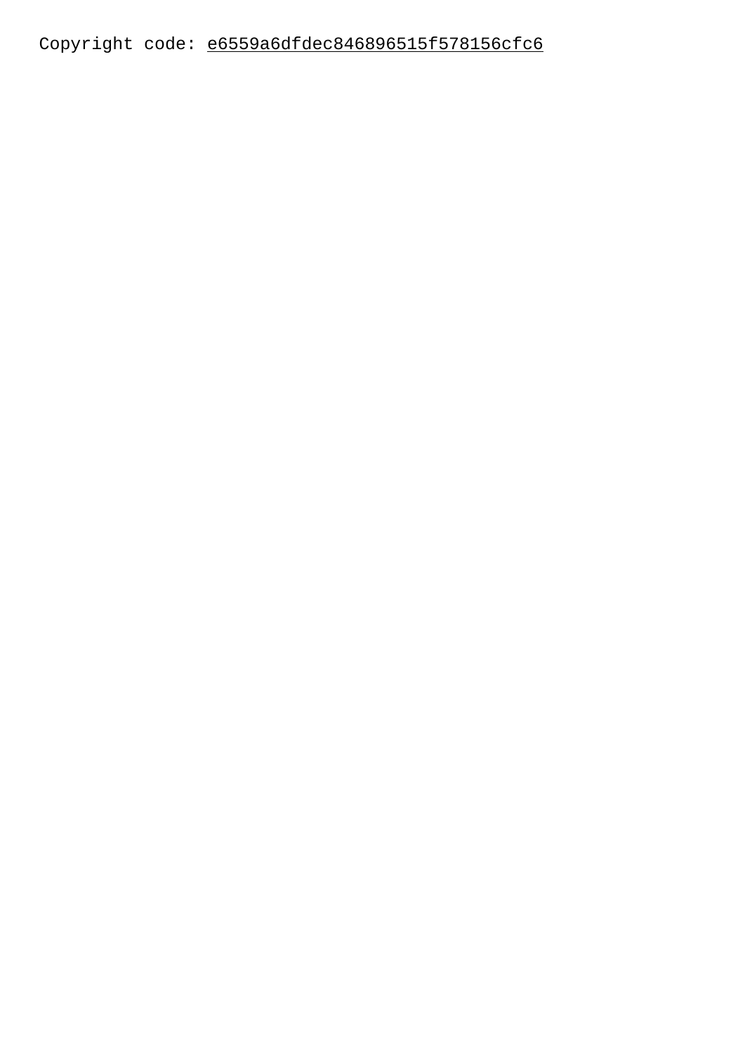Copyright code: e6559a6dfdec846896515f578156cfc6